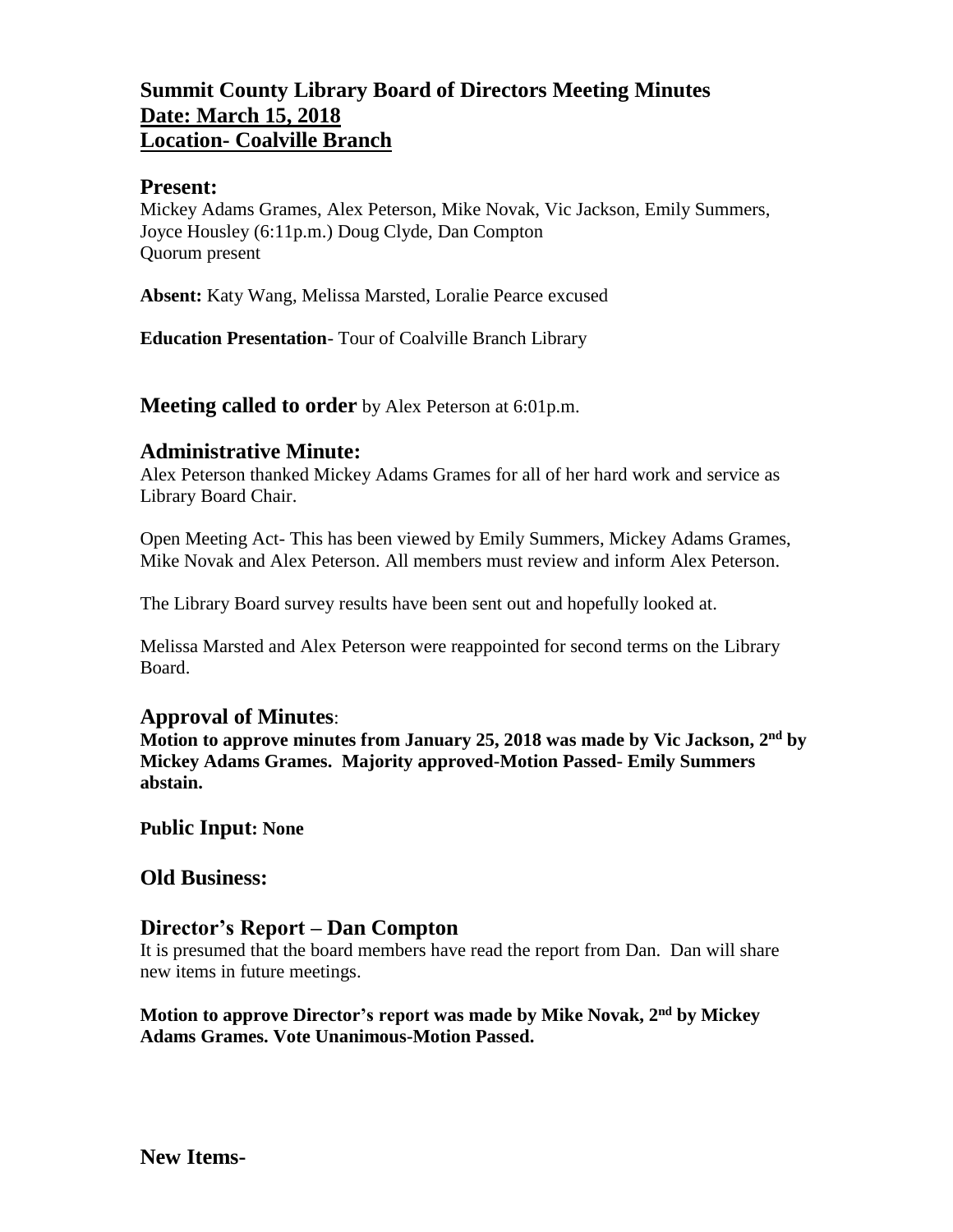# Summit County Library Board of Directors Meeting Minutes
## Date: March 15, 2018
## Location- Coalville Branch

## Present:

Mickey Adams Grames, Alex Peterson, Mike Novak, Vic Jackson, Emily Summers, Joyce Housley (6:11p.m.) Doug Clyde, Dan Compton
Quorum present

**Absent:** Katy Wang, Melissa Marsted, Loralie Pearce excused

**Education Presentation**- Tour of Coalville Branch Library

## Meeting called to order by Alex Peterson at 6:01p.m.

## Administrative Minute:

Alex Peterson thanked Mickey Adams Grames for all of her hard work and service as Library Board Chair.

Open Meeting Act- This has been viewed by Emily Summers, Mickey Adams Grames, Mike Novak and Alex Peterson. All members must review and inform Alex Peterson.

The Library Board survey results have been sent out and hopefully looked at.

Melissa Marsted and Alex Peterson were reappointed for second terms on the Library Board.

## Approval of Minutes:

**Motion to approve minutes from January 25, 2018 was made by Vic Jackson, 2nd by Mickey Adams Grames. Majority approved-Motion Passed- Emily Summers abstain.**

**Public Input: None**

## Old Business:

## Director's Report – Dan Compton

It is presumed that the board members have read the report from Dan. Dan will share new items in future meetings.

**Motion to approve Director's report was made by Mike Novak, 2nd by Mickey Adams Grames. Vote Unanimous-Motion Passed.**

## New Items-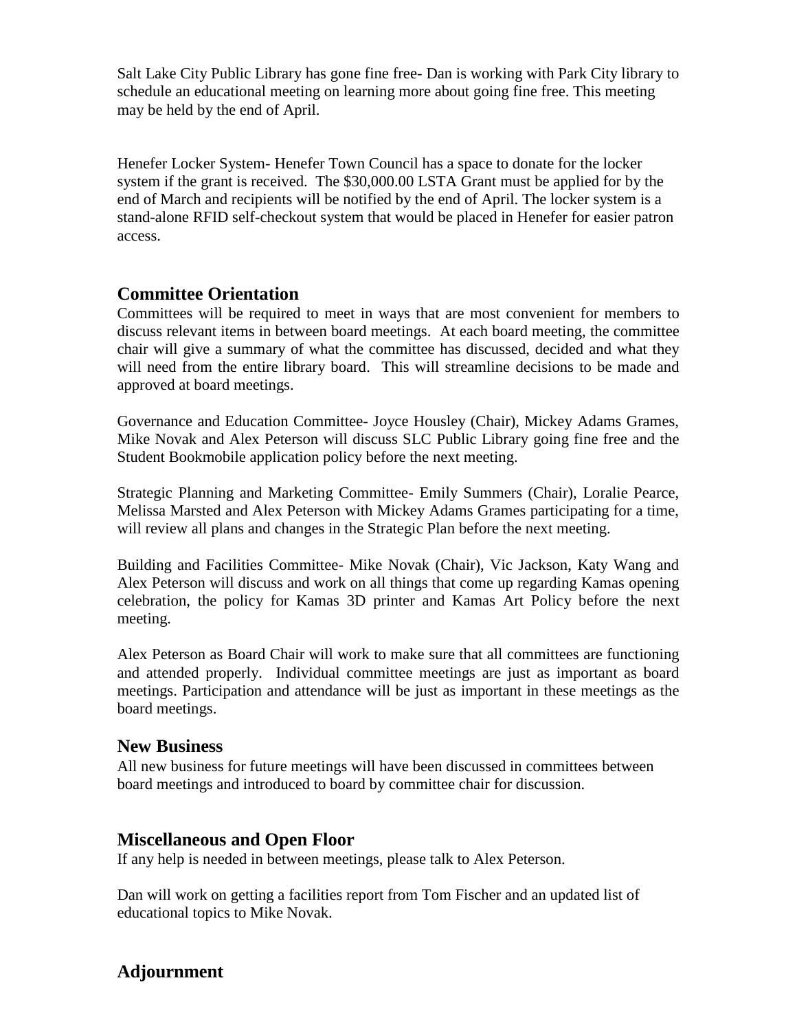Salt Lake City Public Library has gone fine free- Dan is working with Park City library to schedule an educational meeting on learning more about going fine free. This meeting may be held by the end of April.

Henefer Locker System- Henefer Town Council has a space to donate for the locker system if the grant is received. The $30,000.00 LSTA Grant must be applied for by the end of March and recipients will be notified by the end of April. The locker system is a stand-alone RFID self-checkout system that would be placed in Henefer for easier patron access.

## Committee Orientation

Committees will be required to meet in ways that are most convenient for members to discuss relevant items in between board meetings. At each board meeting, the committee chair will give a summary of what the committee has discussed, decided and what they will need from the entire library board. This will streamline decisions to be made and approved at board meetings.

Governance and Education Committee- Joyce Housley (Chair), Mickey Adams Grames, Mike Novak and Alex Peterson will discuss SLC Public Library going fine free and the Student Bookmobile application policy before the next meeting.

Strategic Planning and Marketing Committee- Emily Summers (Chair), Loralie Pearce, Melissa Marsted and Alex Peterson with Mickey Adams Grames participating for a time, will review all plans and changes in the Strategic Plan before the next meeting.

Building and Facilities Committee- Mike Novak (Chair), Vic Jackson, Katy Wang and Alex Peterson will discuss and work on all things that come up regarding Kamas opening celebration, the policy for Kamas 3D printer and Kamas Art Policy before the next meeting.

Alex Peterson as Board Chair will work to make sure that all committees are functioning and attended properly. Individual committee meetings are just as important as board meetings. Participation and attendance will be just as important in these meetings as the board meetings.

## New Business

All new business for future meetings will have been discussed in committees between board meetings and introduced to board by committee chair for discussion.

## Miscellaneous and Open Floor

If any help is needed in between meetings, please talk to Alex Peterson.

Dan will work on getting a facilities report from Tom Fischer and an updated list of educational topics to Mike Novak.

## Adjournment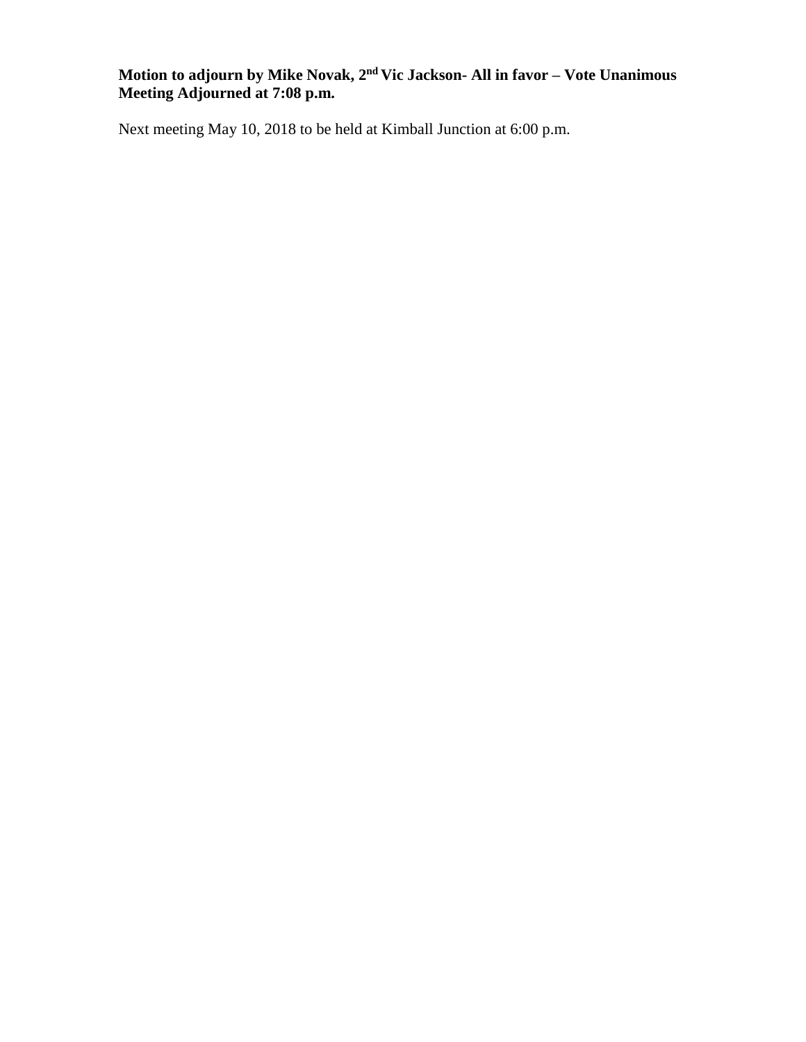**Motion to adjourn by Mike Novak, 2nd Vic Jackson- All in favor – Vote Unanimous Meeting Adjourned at 7:08 p.m.**

Next meeting May 10, 2018 to be held at Kimball Junction at 6:00 p.m.